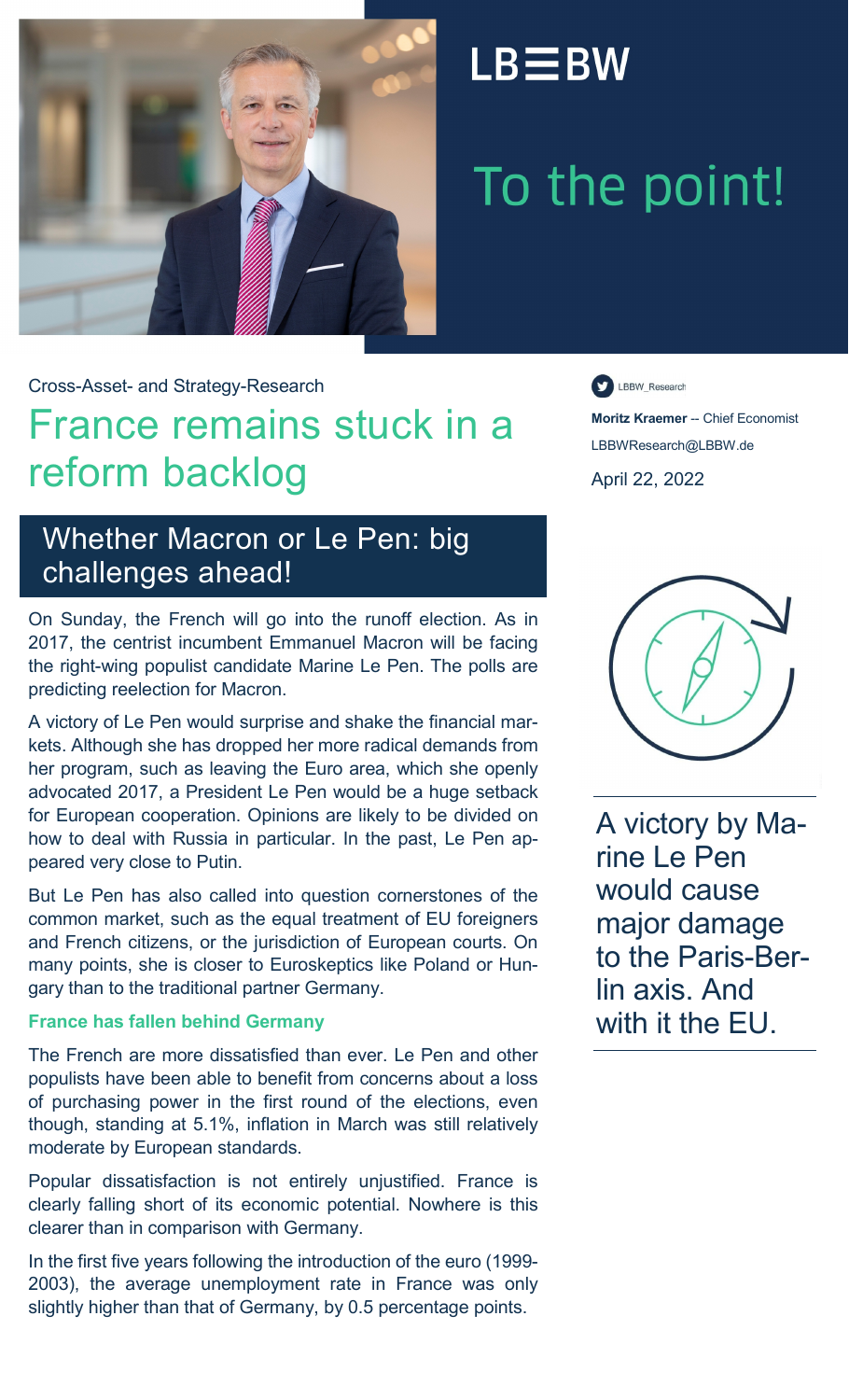LB≡BW

To the point!

Cross-Asset- and Strategy-Research

# France remains stuck in a reform backlog

LBBW_Research

**Moritz Kraemer** -- Chief Economist
LBBWResearch@LBBW.de

April 22, 2022

## Whether Macron or Le Pen: big challenges ahead!

On Sunday, the French will go into the runoff election. As in 2017, the centrist incumbent Emmanuel Macron will be facing the right-wing populist candidate Marine Le Pen. The polls are predicting reelection for Macron.

A victory of Le Pen would surprise and shake the financial markets. Although she has dropped her more radical demands from her program, such as leaving the Euro area, which she openly advocated 2017, a President Le Pen would be a huge setback for European cooperation. Opinions are likely to be divided on how to deal with Russia in particular. In the past, Le Pen appeared very close to Putin.

But Le Pen has also called into question cornerstones of the common market, such as the equal treatment of EU foreigners and French citizens, or the jurisdiction of European courts. On many points, she is closer to Euroskeptics like Poland or Hungary than to the traditional partner Germany.

> A victory by Marine Le Pen would cause major damage to the Paris-Berlin axis. And with it the EU.

### France has fallen behind Germany

The French are more dissatisfied than ever. Le Pen and other populists have been able to benefit from concerns about a loss of purchasing power in the first round of the elections, even though, standing at 5.1%, inflation in March was still relatively moderate by European standards.

Popular dissatisfaction is not entirely unjustified. France is clearly falling short of its economic potential. Nowhere is this clearer than in comparison with Germany.

In the first five years following the introduction of the euro (1999-2003), the average unemployment rate in France was only slightly higher than that of Germany, by 0.5 percentage points.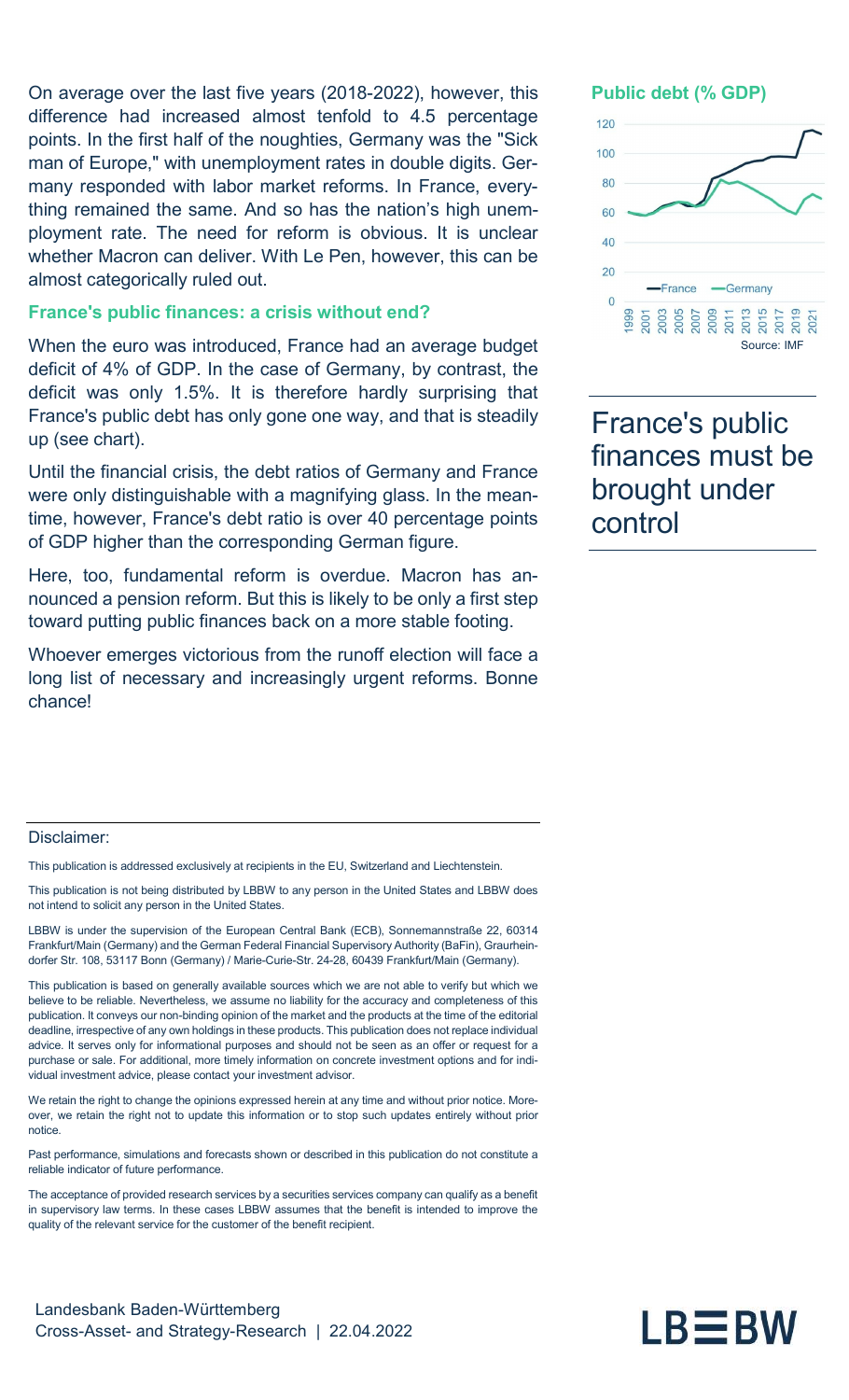On average over the last five years (2018-2022), however, this difference had increased almost tenfold to 4.5 percentage points. In the first half of the noughties, Germany was the "Sick man of Europe," with unemployment rates in double digits. Germany responded with labor market reforms. In France, everything remained the same. And so has the nation's high unemployment rate. The need for reform is obvious. It is unclear whether Macron can deliver. With Le Pen, however, this can be almost categorically ruled out.

### France's public finances: a crisis without end?

When the euro was introduced, France had an average budget deficit of 4% of GDP. In the case of Germany, by contrast, the deficit was only 1.5%. It is therefore hardly surprising that France's public debt has only gone one way, and that is steadily up (see chart).

Until the financial crisis, the debt ratios of Germany and France were only distinguishable with a magnifying glass. In the meantime, however, France's debt ratio is over 40 percentage points of GDP higher than the corresponding German figure.

Here, too, fundamental reform is overdue. Macron has announced a pension reform. But this is likely to be only a first step toward putting public finances back on a more stable footing.

Whoever emerges victorious from the runoff election will face a long list of necessary and increasingly urgent reforms. Bonne chance!

**Public debt (% GDP)**

120
100
80
60
40
20
0

1999 2001 2003 2005 2007 2009 2011 2013 2015 2017 2019 2021

France — Germany

Source: IMF

## France's public finances must be brought under control

Disclaimer:

This publication is addressed exclusively at recipients in the EU, Switzerland and Liechtenstein.

This publication is not being distributed by LBBW to any person in the United States and LBBW does not intend to solicit any person in the United States.

LBBW is under the supervision of the European Central Bank (ECB), Sonnemannstraße 22, 60314 Frankfurt/Main (Germany) and the German Federal Financial Supervisory Authority (BaFin), Graurheindorfer Str. 108, 53117 Bonn (Germany) / Marie-Curie-Str. 24-28, 60439 Frankfurt/Main (Germany).

This publication is based on generally available sources which we are not able to verify but which we believe to be reliable. Nevertheless, we assume no liability for the accuracy and completeness of this publication. It conveys our non-binding opinion of the market and the products at the time of the editorial deadline, irrespective of any own holdings in these products. This publication does not replace individual advice. It serves only for informational purposes and should not be seen as an offer or request for a purchase or sale. For additional, more timely information on concrete investment options and for individual investment advice, please contact your investment advisor.

We retain the right to change the opinions expressed herein at any time and without prior notice. Moreover, we retain the right not to update this information or to stop such updates entirely without prior notice.

Past performance, simulations and forecasts shown or described in this publication do not constitute a reliable indicator of future performance.

The acceptance of provided research services by a securities services company can qualify as a benefit in supervisory law terms. In these cases LBBW assumes that the benefit is intended to improve the quality of the relevant service for the customer of the benefit recipient.

Landesbank Baden-Württemberg
Cross-Asset- and Strategy-Research | 22.04.2022